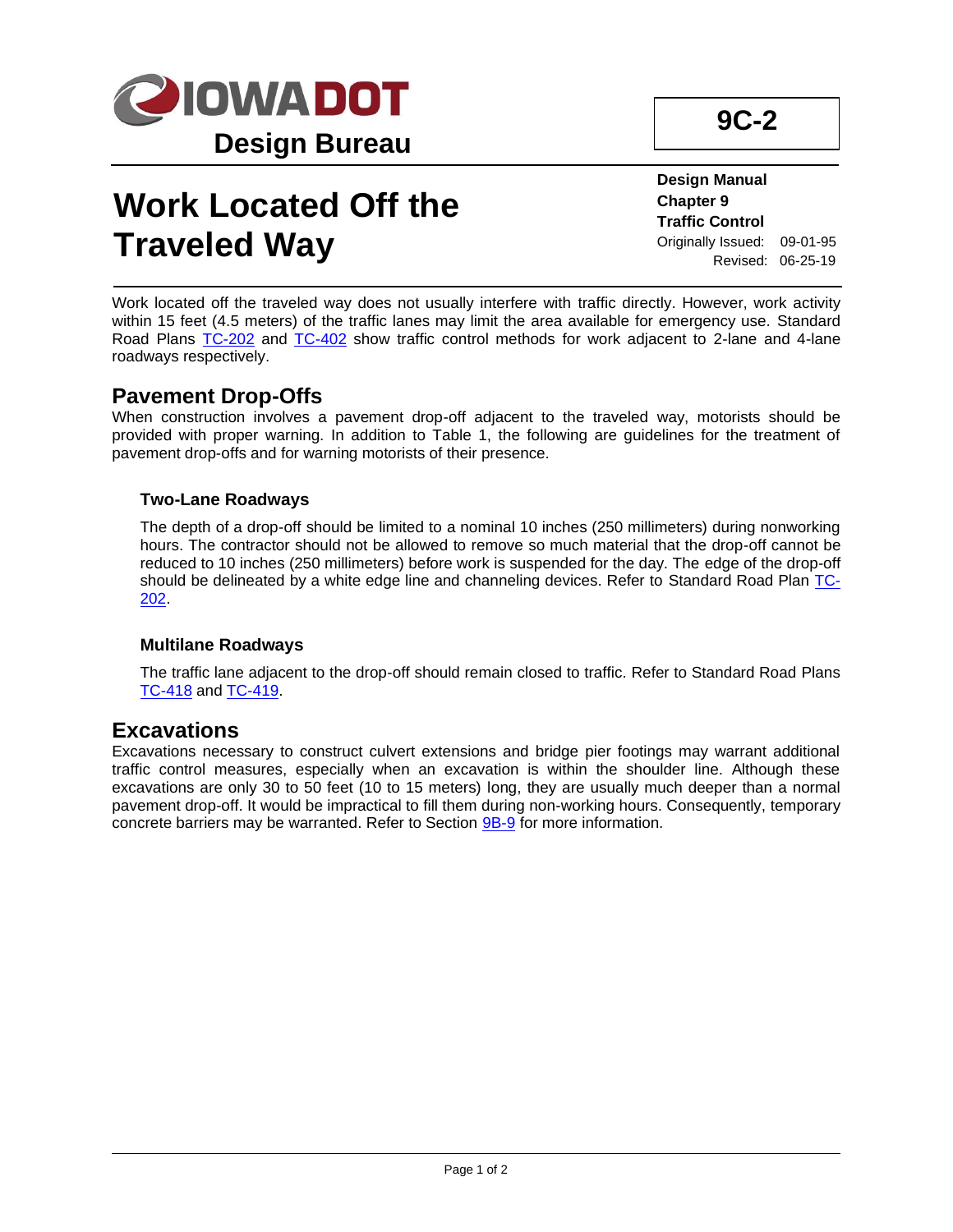# Design Bureau

**9C-2**

# Work Located Off the Traveled Way

**Design Manual**
**Chapter 9**
**Traffic Control**
Originally Issued: 09-01-95
Revised: 06-25-19

Work located off the traveled way does not usually interfere with traffic directly. However, work activity within 15 feet (4.5 meters) of the traffic lanes may limit the area available for emergency use. Standard Road Plans TC-202 and TC-402 show traffic control methods for work adjacent to 2-lane and 4-lane roadways respectively.

## Pavement Drop-Offs

When construction involves a pavement drop-off adjacent to the traveled way, motorists should be provided with proper warning. In addition to Table 1, the following are guidelines for the treatment of pavement drop-offs and for warning motorists of their presence.

### Two-Lane Roadways

The depth of a drop-off should be limited to a nominal 10 inches (250 millimeters) during nonworking hours. The contractor should not be allowed to remove so much material that the drop-off cannot be reduced to 10 inches (250 millimeters) before work is suspended for the day. The edge of the drop-off should be delineated by a white edge line and channeling devices. Refer to Standard Road Plan TC-202.

### Multilane Roadways

The traffic lane adjacent to the drop-off should remain closed to traffic. Refer to Standard Road Plans TC-418 and TC-419.

## Excavations

Excavations necessary to construct culvert extensions and bridge pier footings may warrant additional traffic control measures, especially when an excavation is within the shoulder line. Although these excavations are only 30 to 50 feet (10 to 15 meters) long, they are usually much deeper than a normal pavement drop-off. It would be impractical to fill them during non-working hours. Consequently, temporary concrete barriers may be warranted. Refer to Section 9B-9 for more information.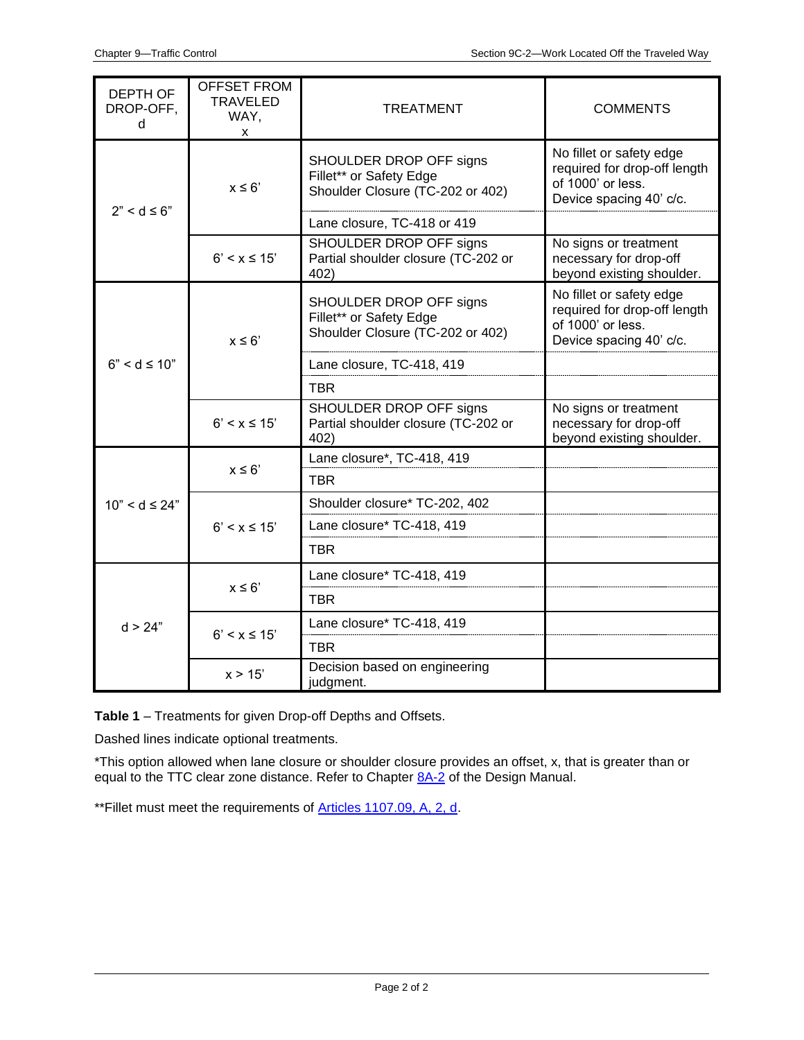| DEPTH OF DROP-OFF, d | OFFSET FROM TRAVELED WAY, x | TREATMENT | COMMENTS |
|---|---|---|---|
| 2" < d ≤ 6" | x ≤ 6' | SHOULDER DROP OFF signs<br>Fillet** or Safety Edge<br>Shoulder Closure (TC-202 or 402) | No fillet or safety edge required for drop-off length of 1000' or less.<br>Device spacing 40' c/c. |
| | | Lane closure, TC-418 or 419 | |
| | 6' < x ≤ 15' | SHOULDER DROP OFF signs<br>Partial shoulder closure (TC-202 or 402) | No signs or treatment necessary for drop-off beyond existing shoulder. |
| 6" < d ≤ 10" | x ≤ 6' | SHOULDER DROP OFF signs<br>Fillet** or Safety Edge<br>Shoulder Closure (TC-202 or 402) | No fillet or safety edge required for drop-off length of 1000' or less.<br>Device spacing 40' c/c. |
| | | Lane closure, TC-418, 419 | |
| | | TBR | |
| | 6' < x ≤ 15' | SHOULDER DROP OFF signs<br>Partial shoulder closure (TC-202 or 402) | No signs or treatment necessary for drop-off beyond existing shoulder. |
| 10" < d ≤ 24" | x ≤ 6' | Lane closure*, TC-418, 419 | |
| | | TBR | |
| | 6' < x ≤ 15' | Shoulder closure* TC-202, 402 | |
| | | Lane closure* TC-418, 419 | |
| | | TBR | |
| d > 24" | x ≤ 6' | Lane closure* TC-418, 419 | |
| | | TBR | |
| | 6' < x ≤ 15' | Lane closure* TC-418, 419 | |
| | | TBR | |
| | x > 15' | Decision based on engineering judgment. | |

**Table 1** – Treatments for given Drop-off Depths and Offsets.

Dashed lines indicate optional treatments.

*This option allowed when lane closure or shoulder closure provides an offset, x, that is greater than or equal to the TTC clear zone distance. Refer to Chapter 8A-2 of the Design Manual.

**Fillet must meet the requirements of Articles 1107.09, A, 2, d.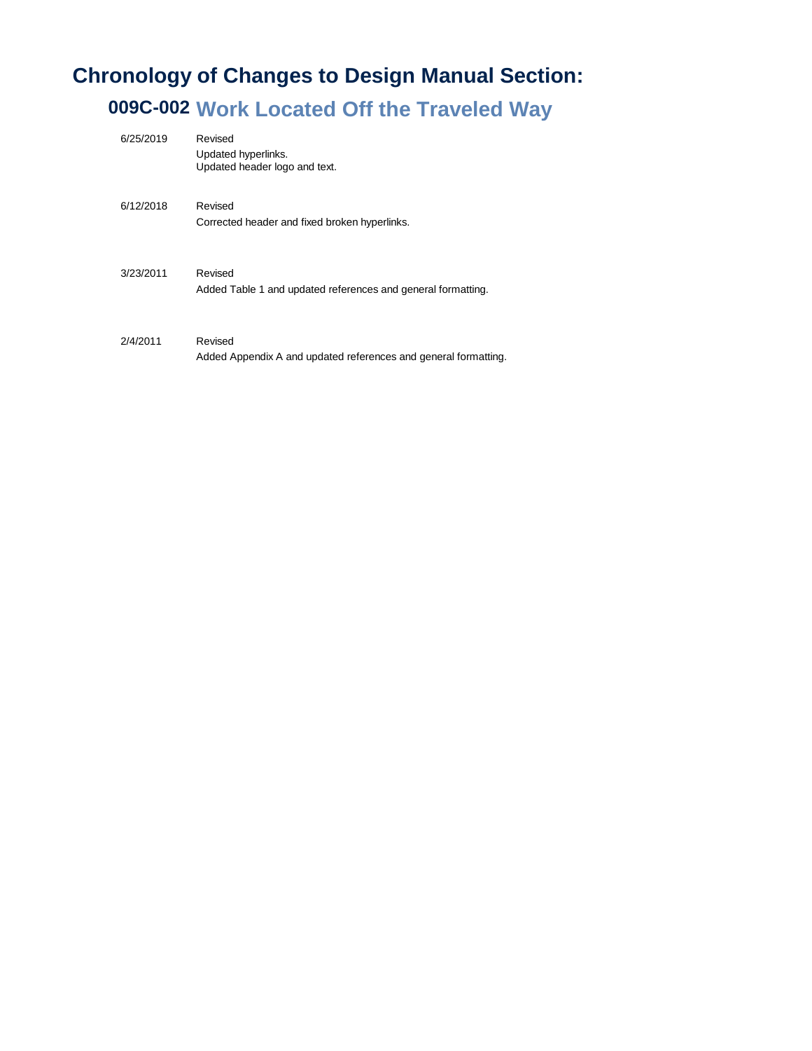# Chronology of Changes to Design Manual Section:

## 009C-002 Work Located Off the Traveled Way

6/25/2019 Revised
Updated hyperlinks.
Updated header logo and text.

6/12/2018 Revised
Corrected header and fixed broken hyperlinks.

3/23/2011 Revised
Added Table 1 and updated references and general formatting.

2/4/2011 Revised
Added Appendix A and updated references and general formatting.